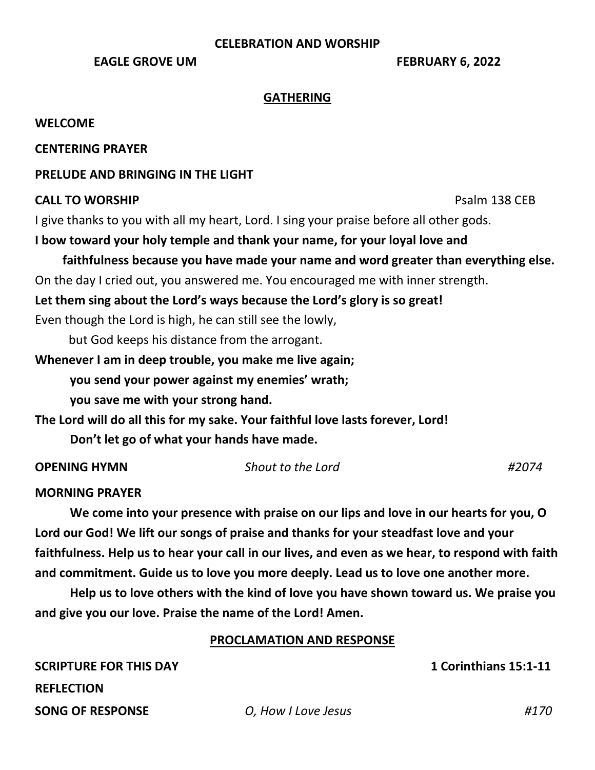**CELEBRATION AND WORSHIP**

**EAGLE GROVE UM** **FEBRUARY 6, 2022**

## GATHERING

**WELCOME**

**CENTERING PRAYER**

**PRELUDE AND BRINGING IN THE LIGHT**

**CALL TO WORSHIP** Psalm 138 CEB

I give thanks to you with all my heart, Lord. I sing your praise before all other gods.

**I bow toward your holy temple and thank your name, for your loyal love and faithfulness because you have made your name and word greater than everything else.**

On the day I cried out, you answered me. You encouraged me with inner strength.

**Let them sing about the Lord's ways because the Lord's glory is so great!**

Even though the Lord is high, he can still see the lowly,
but God keeps his distance from the arrogant.

**Whenever I am in deep trouble, you make me live again;**
**you send your power against my enemies' wrath;**
**you save me with your strong hand.**

**The Lord will do all this for my sake. Your faithful love lasts forever, Lord!**
**Don't let go of what your hands have made.**

**OPENING HYMN** *Shout to the Lord* *#2074*

**MORNING PRAYER**

**We come into your presence with praise on our lips and love in our hearts for you, O Lord our God! We lift our songs of praise and thanks for your steadfast love and your faithfulness. Help us to hear your call in our lives, and even as we hear, to respond with faith and commitment. Guide us to love you more deeply. Lead us to love one another more.**

**Help us to love others with the kind of love you have shown toward us. We praise you and give you our love. Praise the name of the Lord! Amen.**

## PROCLAMATION AND RESPONSE

**SCRIPTURE FOR THIS DAY** **1 Corinthians 15:1-11**

**REFLECTION**

**SONG OF RESPONSE** *O, How I Love Jesus* *#170*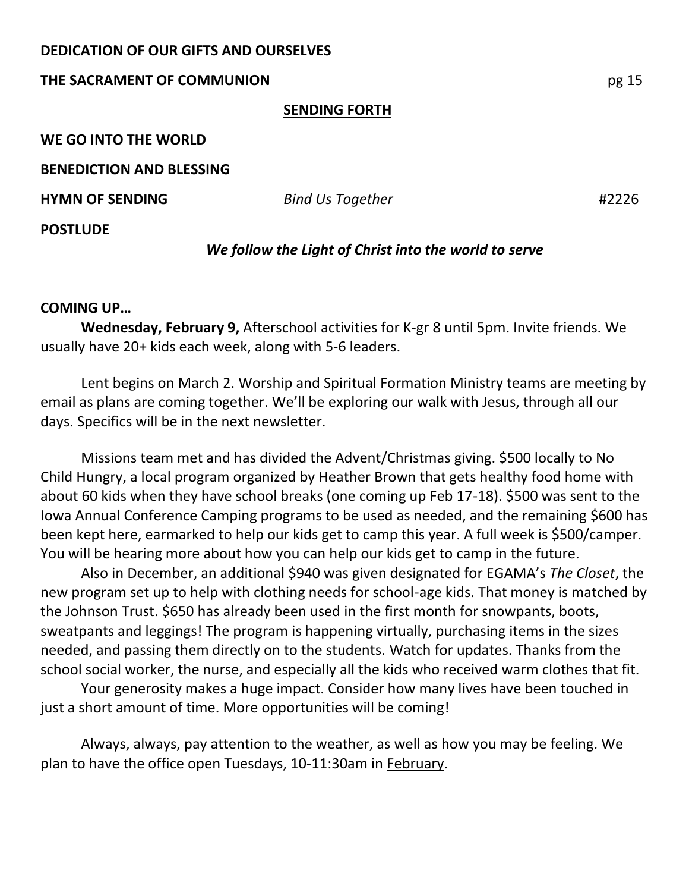**DEDICATION OF OUR GIFTS AND OURSELVES**

**THE SACRAMENT OF COMMUNION** pg 15

## SENDING FORTH

**WE GO INTO THE WORLD**

**BENEDICTION AND BLESSING**

**HYMN OF SENDING** *Bind Us Together* #2226

**POSTLUDE**

***We follow the Light of Christ into the world to serve***

**COMING UP…**

**Wednesday, February 9,** Afterschool activities for K-gr 8 until 5pm. Invite friends. We usually have 20+ kids each week, along with 5-6 leaders.

Lent begins on March 2. Worship and Spiritual Formation Ministry teams are meeting by email as plans are coming together. We'll be exploring our walk with Jesus, through all our days. Specifics will be in the next newsletter.

Missions team met and has divided the Advent/Christmas giving. $500 locally to No Child Hungry, a local program organized by Heather Brown that gets healthy food home with about 60 kids when they have school breaks (one coming up Feb 17-18). $500 was sent to the Iowa Annual Conference Camping programs to be used as needed, and the remaining $600 has been kept here, earmarked to help our kids get to camp this year. A full week is $500/camper. You will be hearing more about how you can help our kids get to camp in the future.

Also in December, an additional $940 was given designated for EGAMA's *The Closet*, the new program set up to help with clothing needs for school-age kids. That money is matched by the Johnson Trust. $650 has already been used in the first month for snowpants, boots, sweatpants and leggings! The program is happening virtually, purchasing items in the sizes needed, and passing them directly on to the students. Watch for updates. Thanks from the school social worker, the nurse, and especially all the kids who received warm clothes that fit.

Your generosity makes a huge impact. Consider how many lives have been touched in just a short amount of time. More opportunities will be coming!

Always, always, pay attention to the weather, as well as how you may be feeling. We plan to have the office open Tuesdays, 10-11:30am in February.